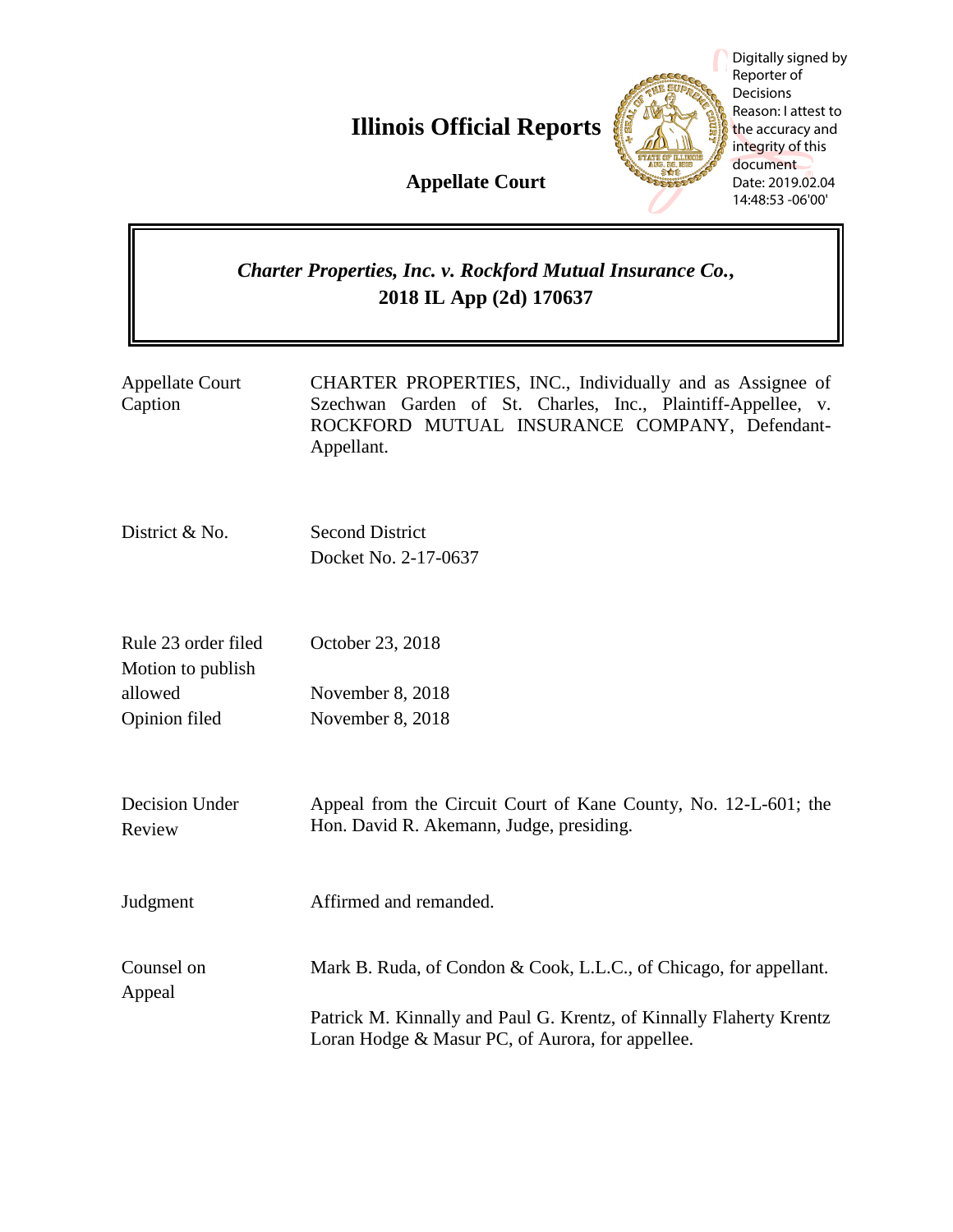# Illinois Official Reports

## Appellate Court

Digitally signed by Reporter of Decisions
Reason: I attest to the accuracy and integrity of this document
Date: 2019.02.04 14:48:53 -06'00'

***Charter Properties, Inc. v. Rockford Mutual Insurance Co.*, 2018 IL App (2d) 170637**

| | |
|---|---|
| Appellate Court Caption | CHARTER PROPERTIES, INC., Individually and as Assignee of Szechwan Garden of St. Charles, Inc., Plaintiff-Appellee, v. ROCKFORD MUTUAL INSURANCE COMPANY, Defendant-Appellant. |
| District & No. | Second District<br>Docket No. 2-17-0637 |
| Rule 23 order filed<br>Motion to publish allowed<br>Opinion filed | October 23, 2018<br>November 8, 2018<br>November 8, 2018 |
| Decision Under Review | Appeal from the Circuit Court of Kane County, No. 12-L-601; the Hon. David R. Akemann, Judge, presiding. |
| Judgment | Affirmed and remanded. |
| Counsel on Appeal | Mark B. Ruda, of Condon & Cook, L.L.C., of Chicago, for appellant.<br><br>Patrick M. Kinnally and Paul G. Krentz, of Kinnally Flaherty Krentz Loran Hodge & Masur PC, of Aurora, for appellee. |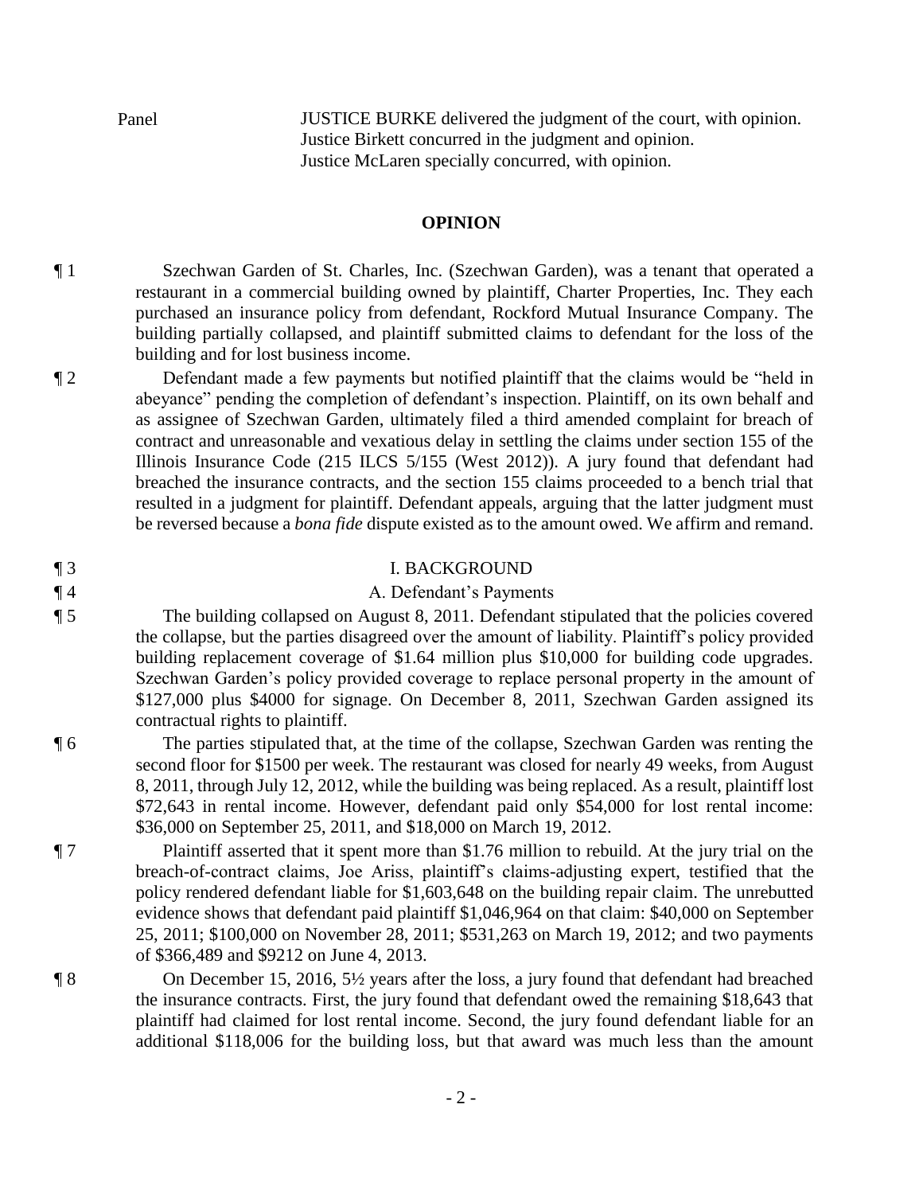Panel JUSTICE BURKE delivered the judgment of the court, with opinion.
Justice Birkett concurred in the judgment and opinion.
Justice McLaren specially concurred, with opinion.

## OPINION

¶ 1 Szechwan Garden of St. Charles, Inc. (Szechwan Garden), was a tenant that operated a restaurant in a commercial building owned by plaintiff, Charter Properties, Inc. They each purchased an insurance policy from defendant, Rockford Mutual Insurance Company. The building partially collapsed, and plaintiff submitted claims to defendant for the loss of the building and for lost business income.

¶ 2 Defendant made a few payments but notified plaintiff that the claims would be "held in abeyance" pending the completion of defendant's inspection. Plaintiff, on its own behalf and as assignee of Szechwan Garden, ultimately filed a third amended complaint for breach of contract and unreasonable and vexatious delay in settling the claims under section 155 of the Illinois Insurance Code (215 ILCS 5/155 (West 2012)). A jury found that defendant had breached the insurance contracts, and the section 155 claims proceeded to a bench trial that resulted in a judgment for plaintiff. Defendant appeals, arguing that the latter judgment must be reversed because a *bona fide* dispute existed as to the amount owed. We affirm and remand.

¶ 3 I. BACKGROUND

¶ 4 A. Defendant's Payments

¶ 5 The building collapsed on August 8, 2011. Defendant stipulated that the policies covered the collapse, but the parties disagreed over the amount of liability. Plaintiff's policy provided building replacement coverage of $1.64 million plus $10,000 for building code upgrades. Szechwan Garden's policy provided coverage to replace personal property in the amount of $127,000 plus $4000 for signage. On December 8, 2011, Szechwan Garden assigned its contractual rights to plaintiff.

¶ 6 The parties stipulated that, at the time of the collapse, Szechwan Garden was renting the second floor for $1500 per week. The restaurant was closed for nearly 49 weeks, from August 8, 2011, through July 12, 2012, while the building was being replaced. As a result, plaintiff lost $72,643 in rental income. However, defendant paid only $54,000 for lost rental income: $36,000 on September 25, 2011, and $18,000 on March 19, 2012.

¶ 7 Plaintiff asserted that it spent more than $1.76 million to rebuild. At the jury trial on the breach-of-contract claims, Joe Ariss, plaintiff's claims-adjusting expert, testified that the policy rendered defendant liable for $1,603,648 on the building repair claim. The unrebutted evidence shows that defendant paid plaintiff $1,046,964 on that claim: $40,000 on September 25, 2011; $100,000 on November 28, 2011; $531,263 on March 19, 2012; and two payments of $366,489 and $9212 on June 4, 2013.

¶ 8 On December 15, 2016, 5½ years after the loss, a jury found that defendant had breached the insurance contracts. First, the jury found that defendant owed the remaining $18,643 that plaintiff had claimed for lost rental income. Second, the jury found defendant liable for an additional $118,006 for the building loss, but that award was much less than the amount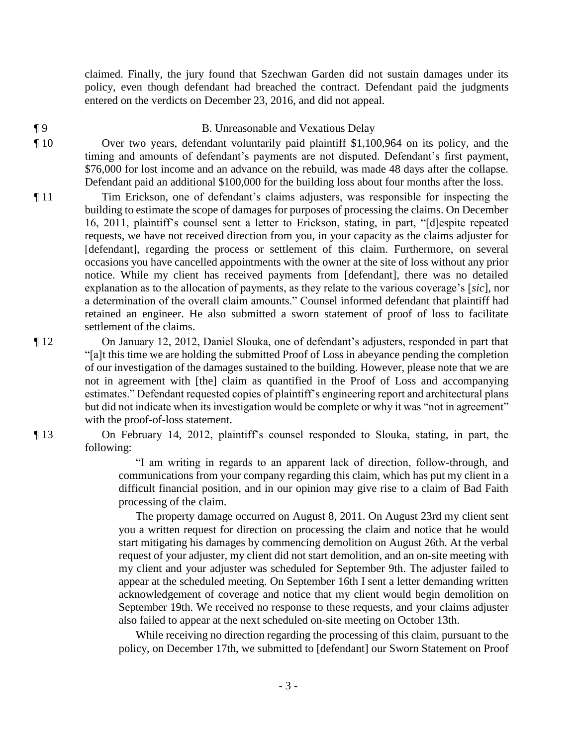claimed. Finally, the jury found that Szechwan Garden did not sustain damages under its policy, even though defendant had breached the contract. Defendant paid the judgments entered on the verdicts on December 23, 2016, and did not appeal.

¶ 9 B. Unreasonable and Vexatious Delay

¶ 10 Over two years, defendant voluntarily paid plaintiff $1,100,964 on its policy, and the timing and amounts of defendant's payments are not disputed. Defendant's first payment, $76,000 for lost income and an advance on the rebuild, was made 48 days after the collapse. Defendant paid an additional $100,000 for the building loss about four months after the loss.

¶ 11 Tim Erickson, one of defendant's claims adjusters, was responsible for inspecting the building to estimate the scope of damages for purposes of processing the claims. On December 16, 2011, plaintiff's counsel sent a letter to Erickson, stating, in part, "[d]espite repeated requests, we have not received direction from you, in your capacity as the claims adjuster for [defendant], regarding the process or settlement of this claim. Furthermore, on several occasions you have cancelled appointments with the owner at the site of loss without any prior notice. While my client has received payments from [defendant], there was no detailed explanation as to the allocation of payments, as they relate to the various coverage's [*sic*], nor a determination of the overall claim amounts." Counsel informed defendant that plaintiff had retained an engineer. He also submitted a sworn statement of proof of loss to facilitate settlement of the claims.

¶ 12 On January 12, 2012, Daniel Slouka, one of defendant's adjusters, responded in part that "[a]t this time we are holding the submitted Proof of Loss in abeyance pending the completion of our investigation of the damages sustained to the building. However, please note that we are not in agreement with [the] claim as quantified in the Proof of Loss and accompanying estimates." Defendant requested copies of plaintiff's engineering report and architectural plans but did not indicate when its investigation would be complete or why it was "not in agreement" with the proof-of-loss statement.

¶ 13 On February 14, 2012, plaintiff's counsel responded to Slouka, stating, in part, the following:

> "I am writing in regards to an apparent lack of direction, follow-through, and communications from your company regarding this claim, which has put my client in a difficult financial position, and in our opinion may give rise to a claim of Bad Faith processing of the claim.
>
> The property damage occurred on August 8, 2011. On August 23rd my client sent you a written request for direction on processing the claim and notice that he would start mitigating his damages by commencing demolition on August 26th. At the verbal request of your adjuster, my client did not start demolition, and an on-site meeting with my client and your adjuster was scheduled for September 9th. The adjuster failed to appear at the scheduled meeting. On September 16th I sent a letter demanding written acknowledgement of coverage and notice that my client would begin demolition on September 19th. We received no response to these requests, and your claims adjuster also failed to appear at the next scheduled on-site meeting on October 13th.
>
> While receiving no direction regarding the processing of this claim, pursuant to the policy, on December 17th, we submitted to [defendant] our Sworn Statement on Proof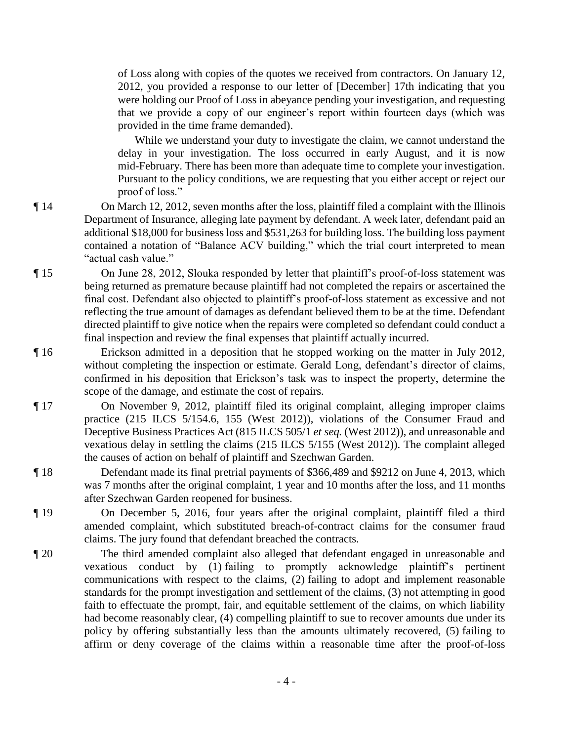of Loss along with copies of the quotes we received from contractors. On January 12, 2012, you provided a response to our letter of [December] 17th indicating that you were holding our Proof of Loss in abeyance pending your investigation, and requesting that we provide a copy of our engineer's report within fourteen days (which was provided in the time frame demanded).

> While we understand your duty to investigate the claim, we cannot understand the delay in your investigation. The loss occurred in early August, and it is now mid-February. There has been more than adequate time to complete your investigation. Pursuant to the policy conditions, we are requesting that you either accept or reject our proof of loss."

¶ 14 On March 12, 2012, seven months after the loss, plaintiff filed a complaint with the Illinois Department of Insurance, alleging late payment by defendant. A week later, defendant paid an additional $18,000 for business loss and $531,263 for building loss. The building loss payment contained a notation of "Balance ACV building," which the trial court interpreted to mean "actual cash value."

¶ 15 On June 28, 2012, Slouka responded by letter that plaintiff's proof-of-loss statement was being returned as premature because plaintiff had not completed the repairs or ascertained the final cost. Defendant also objected to plaintiff's proof-of-loss statement as excessive and not reflecting the true amount of damages as defendant believed them to be at the time. Defendant directed plaintiff to give notice when the repairs were completed so defendant could conduct a final inspection and review the final expenses that plaintiff actually incurred.

¶ 16 Erickson admitted in a deposition that he stopped working on the matter in July 2012, without completing the inspection or estimate. Gerald Long, defendant's director of claims, confirmed in his deposition that Erickson's task was to inspect the property, determine the scope of the damage, and estimate the cost of repairs.

¶ 17 On November 9, 2012, plaintiff filed its original complaint, alleging improper claims practice (215 ILCS 5/154.6, 155 (West 2012)), violations of the Consumer Fraud and Deceptive Business Practices Act (815 ILCS 505/1 *et seq.* (West 2012)), and unreasonable and vexatious delay in settling the claims (215 ILCS 5/155 (West 2012)). The complaint alleged the causes of action on behalf of plaintiff and Szechwan Garden.

¶ 18 Defendant made its final pretrial payments of $366,489 and $9212 on June 4, 2013, which was 7 months after the original complaint, 1 year and 10 months after the loss, and 11 months after Szechwan Garden reopened for business.

¶ 19 On December 5, 2016, four years after the original complaint, plaintiff filed a third amended complaint, which substituted breach-of-contract claims for the consumer fraud claims. The jury found that defendant breached the contracts.

¶ 20 The third amended complaint also alleged that defendant engaged in unreasonable and vexatious conduct by (1) failing to promptly acknowledge plaintiff's pertinent communications with respect to the claims, (2) failing to adopt and implement reasonable standards for the prompt investigation and settlement of the claims, (3) not attempting in good faith to effectuate the prompt, fair, and equitable settlement of the claims, on which liability had become reasonably clear, (4) compelling plaintiff to sue to recover amounts due under its policy by offering substantially less than the amounts ultimately recovered, (5) failing to affirm or deny coverage of the claims within a reasonable time after the proof-of-loss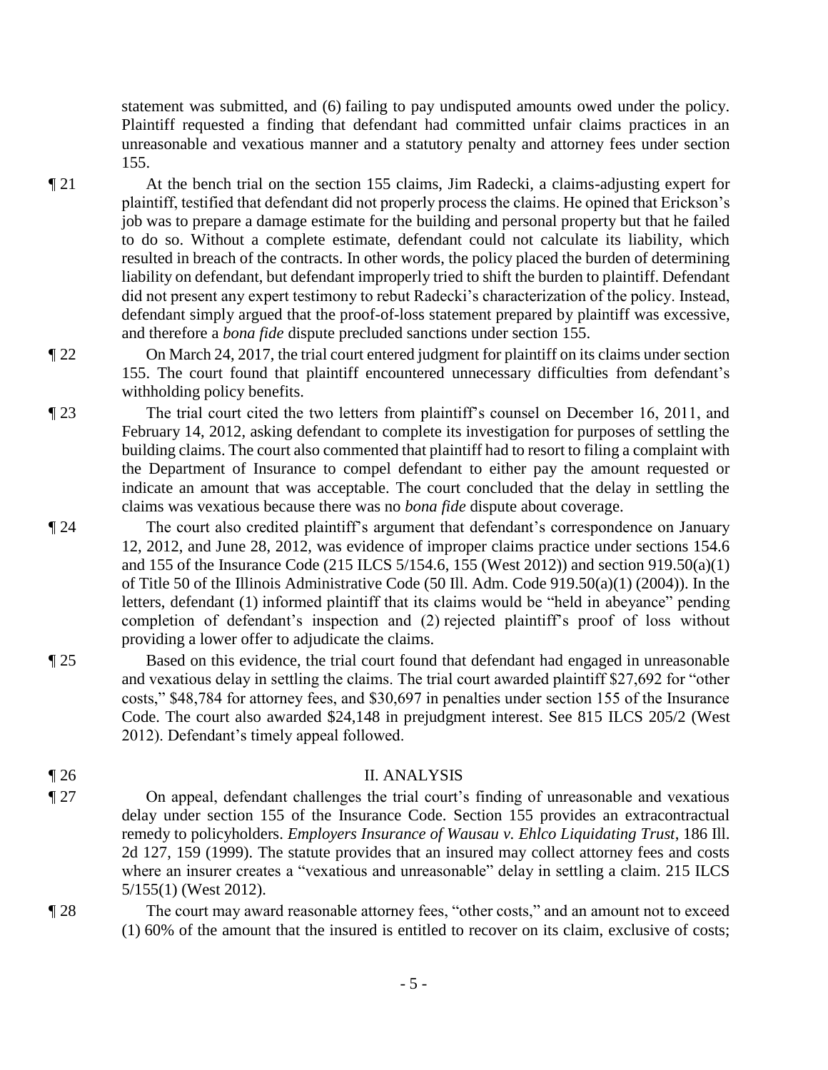statement was submitted, and (6) failing to pay undisputed amounts owed under the policy. Plaintiff requested a finding that defendant had committed unfair claims practices in an unreasonable and vexatious manner and a statutory penalty and attorney fees under section 155.

¶ 21 At the bench trial on the section 155 claims, Jim Radecki, a claims-adjusting expert for plaintiff, testified that defendant did not properly process the claims. He opined that Erickson's job was to prepare a damage estimate for the building and personal property but that he failed to do so. Without a complete estimate, defendant could not calculate its liability, which resulted in breach of the contracts. In other words, the policy placed the burden of determining liability on defendant, but defendant improperly tried to shift the burden to plaintiff. Defendant did not present any expert testimony to rebut Radecki's characterization of the policy. Instead, defendant simply argued that the proof-of-loss statement prepared by plaintiff was excessive, and therefore a *bona fide* dispute precluded sanctions under section 155.

¶ 22 On March 24, 2017, the trial court entered judgment for plaintiff on its claims under section 155. The court found that plaintiff encountered unnecessary difficulties from defendant's withholding policy benefits.

¶ 23 The trial court cited the two letters from plaintiff's counsel on December 16, 2011, and February 14, 2012, asking defendant to complete its investigation for purposes of settling the building claims. The court also commented that plaintiff had to resort to filing a complaint with the Department of Insurance to compel defendant to either pay the amount requested or indicate an amount that was acceptable. The court concluded that the delay in settling the claims was vexatious because there was no *bona fide* dispute about coverage.

¶ 24 The court also credited plaintiff's argument that defendant's correspondence on January 12, 2012, and June 28, 2012, was evidence of improper claims practice under sections 154.6 and 155 of the Insurance Code (215 ILCS 5/154.6, 155 (West 2012)) and section 919.50(a)(1) of Title 50 of the Illinois Administrative Code (50 Ill. Adm. Code 919.50(a)(1) (2004)). In the letters, defendant (1) informed plaintiff that its claims would be "held in abeyance" pending completion of defendant's inspection and (2) rejected plaintiff's proof of loss without providing a lower offer to adjudicate the claims.

¶ 25 Based on this evidence, the trial court found that defendant had engaged in unreasonable and vexatious delay in settling the claims. The trial court awarded plaintiff $27,692 for "other costs," $48,784 for attorney fees, and $30,697 in penalties under section 155 of the Insurance Code. The court also awarded $24,148 in prejudgment interest. See 815 ILCS 205/2 (West 2012). Defendant's timely appeal followed.

## ¶ 26 II. ANALYSIS

¶ 27 On appeal, defendant challenges the trial court's finding of unreasonable and vexatious delay under section 155 of the Insurance Code. Section 155 provides an extracontractual remedy to policyholders. *Employers Insurance of Wausau v. Ehlco Liquidating Trust*, 186 Ill. 2d 127, 159 (1999). The statute provides that an insured may collect attorney fees and costs where an insurer creates a "vexatious and unreasonable" delay in settling a claim. 215 ILCS 5/155(1) (West 2012).

¶ 28 The court may award reasonable attorney fees, "other costs," and an amount not to exceed (1) 60% of the amount that the insured is entitled to recover on its claim, exclusive of costs;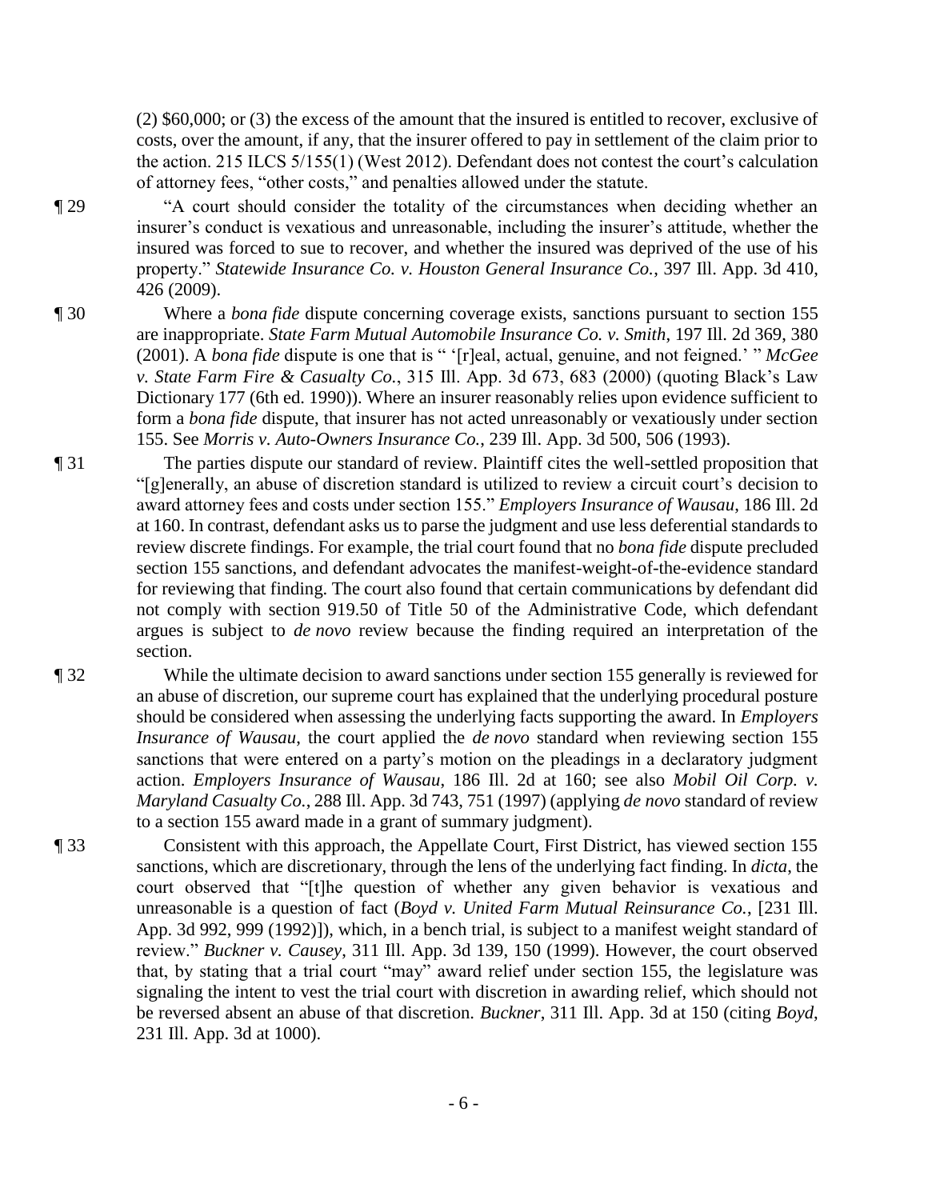(2) $60,000; or (3) the excess of the amount that the insured is entitled to recover, exclusive of costs, over the amount, if any, that the insurer offered to pay in settlement of the claim prior to the action. 215 ILCS 5/155(1) (West 2012). Defendant does not contest the court's calculation of attorney fees, "other costs," and penalties allowed under the statute.

¶ 29 "A court should consider the totality of the circumstances when deciding whether an insurer's conduct is vexatious and unreasonable, including the insurer's attitude, whether the insured was forced to sue to recover, and whether the insured was deprived of the use of his property." *Statewide Insurance Co. v. Houston General Insurance Co.*, 397 Ill. App. 3d 410, 426 (2009).

¶ 30 Where a *bona fide* dispute concerning coverage exists, sanctions pursuant to section 155 are inappropriate. *State Farm Mutual Automobile Insurance Co. v. Smith*, 197 Ill. 2d 369, 380 (2001). A *bona fide* dispute is one that is " '[r]eal, actual, genuine, and not feigned.' " *McGee v. State Farm Fire & Casualty Co.*, 315 Ill. App. 3d 673, 683 (2000) (quoting Black's Law Dictionary 177 (6th ed. 1990)). Where an insurer reasonably relies upon evidence sufficient to form a *bona fide* dispute, that insurer has not acted unreasonably or vexatiously under section 155. See *Morris v. Auto-Owners Insurance Co.*, 239 Ill. App. 3d 500, 506 (1993).

¶ 31 The parties dispute our standard of review. Plaintiff cites the well-settled proposition that "[g]enerally, an abuse of discretion standard is utilized to review a circuit court's decision to award attorney fees and costs under section 155." *Employers Insurance of Wausau*, 186 Ill. 2d at 160. In contrast, defendant asks us to parse the judgment and use less deferential standards to review discrete findings. For example, the trial court found that no *bona fide* dispute precluded section 155 sanctions, and defendant advocates the manifest-weight-of-the-evidence standard for reviewing that finding. The court also found that certain communications by defendant did not comply with section 919.50 of Title 50 of the Administrative Code, which defendant argues is subject to *de novo* review because the finding required an interpretation of the section.

¶ 32 While the ultimate decision to award sanctions under section 155 generally is reviewed for an abuse of discretion, our supreme court has explained that the underlying procedural posture should be considered when assessing the underlying facts supporting the award. In *Employers Insurance of Wausau*, the court applied the *de novo* standard when reviewing section 155 sanctions that were entered on a party's motion on the pleadings in a declaratory judgment action. *Employers Insurance of Wausau*, 186 Ill. 2d at 160; see also *Mobil Oil Corp. v. Maryland Casualty Co.*, 288 Ill. App. 3d 743, 751 (1997) (applying *de novo* standard of review to a section 155 award made in a grant of summary judgment).

¶ 33 Consistent with this approach, the Appellate Court, First District, has viewed section 155 sanctions, which are discretionary, through the lens of the underlying fact finding. In *dicta*, the court observed that "[t]he question of whether any given behavior is vexatious and unreasonable is a question of fact (*Boyd v. United Farm Mutual Reinsurance Co.*, [231 Ill. App. 3d 992, 999 (1992)]), which, in a bench trial, is subject to a manifest weight standard of review." *Buckner v. Causey*, 311 Ill. App. 3d 139, 150 (1999). However, the court observed that, by stating that a trial court "may" award relief under section 155, the legislature was signaling the intent to vest the trial court with discretion in awarding relief, which should not be reversed absent an abuse of that discretion. *Buckner*, 311 Ill. App. 3d at 150 (citing *Boyd*, 231 Ill. App. 3d at 1000).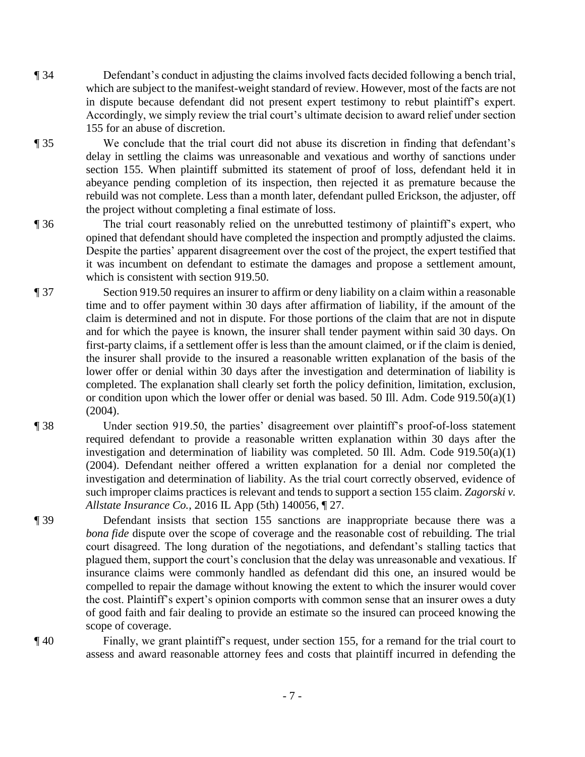¶ 34 Defendant's conduct in adjusting the claims involved facts decided following a bench trial, which are subject to the manifest-weight standard of review. However, most of the facts are not in dispute because defendant did not present expert testimony to rebut plaintiff's expert. Accordingly, we simply review the trial court's ultimate decision to award relief under section 155 for an abuse of discretion.

¶ 35 We conclude that the trial court did not abuse its discretion in finding that defendant's delay in settling the claims was unreasonable and vexatious and worthy of sanctions under section 155. When plaintiff submitted its statement of proof of loss, defendant held it in abeyance pending completion of its inspection, then rejected it as premature because the rebuild was not complete. Less than a month later, defendant pulled Erickson, the adjuster, off the project without completing a final estimate of loss.

¶ 36 The trial court reasonably relied on the unrebutted testimony of plaintiff's expert, who opined that defendant should have completed the inspection and promptly adjusted the claims. Despite the parties' apparent disagreement over the cost of the project, the expert testified that it was incumbent on defendant to estimate the damages and propose a settlement amount, which is consistent with section 919.50.

¶ 37 Section 919.50 requires an insurer to affirm or deny liability on a claim within a reasonable time and to offer payment within 30 days after affirmation of liability, if the amount of the claim is determined and not in dispute. For those portions of the claim that are not in dispute and for which the payee is known, the insurer shall tender payment within said 30 days. On first-party claims, if a settlement offer is less than the amount claimed, or if the claim is denied, the insurer shall provide to the insured a reasonable written explanation of the basis of the lower offer or denial within 30 days after the investigation and determination of liability is completed. The explanation shall clearly set forth the policy definition, limitation, exclusion, or condition upon which the lower offer or denial was based. 50 Ill. Adm. Code 919.50(a)(1) (2004).

¶ 38 Under section 919.50, the parties' disagreement over plaintiff's proof-of-loss statement required defendant to provide a reasonable written explanation within 30 days after the investigation and determination of liability was completed. 50 Ill. Adm. Code 919.50(a)(1) (2004). Defendant neither offered a written explanation for a denial nor completed the investigation and determination of liability. As the trial court correctly observed, evidence of such improper claims practices is relevant and tends to support a section 155 claim. *Zagorski v. Allstate Insurance Co.*, 2016 IL App (5th) 140056, ¶ 27.

¶ 39 Defendant insists that section 155 sanctions are inappropriate because there was a *bona fide* dispute over the scope of coverage and the reasonable cost of rebuilding. The trial court disagreed. The long duration of the negotiations, and defendant's stalling tactics that plagued them, support the court's conclusion that the delay was unreasonable and vexatious. If insurance claims were commonly handled as defendant did this one, an insured would be compelled to repair the damage without knowing the extent to which the insurer would cover the cost. Plaintiff's expert's opinion comports with common sense that an insurer owes a duty of good faith and fair dealing to provide an estimate so the insured can proceed knowing the scope of coverage.

¶ 40 Finally, we grant plaintiff's request, under section 155, for a remand for the trial court to assess and award reasonable attorney fees and costs that plaintiff incurred in defending the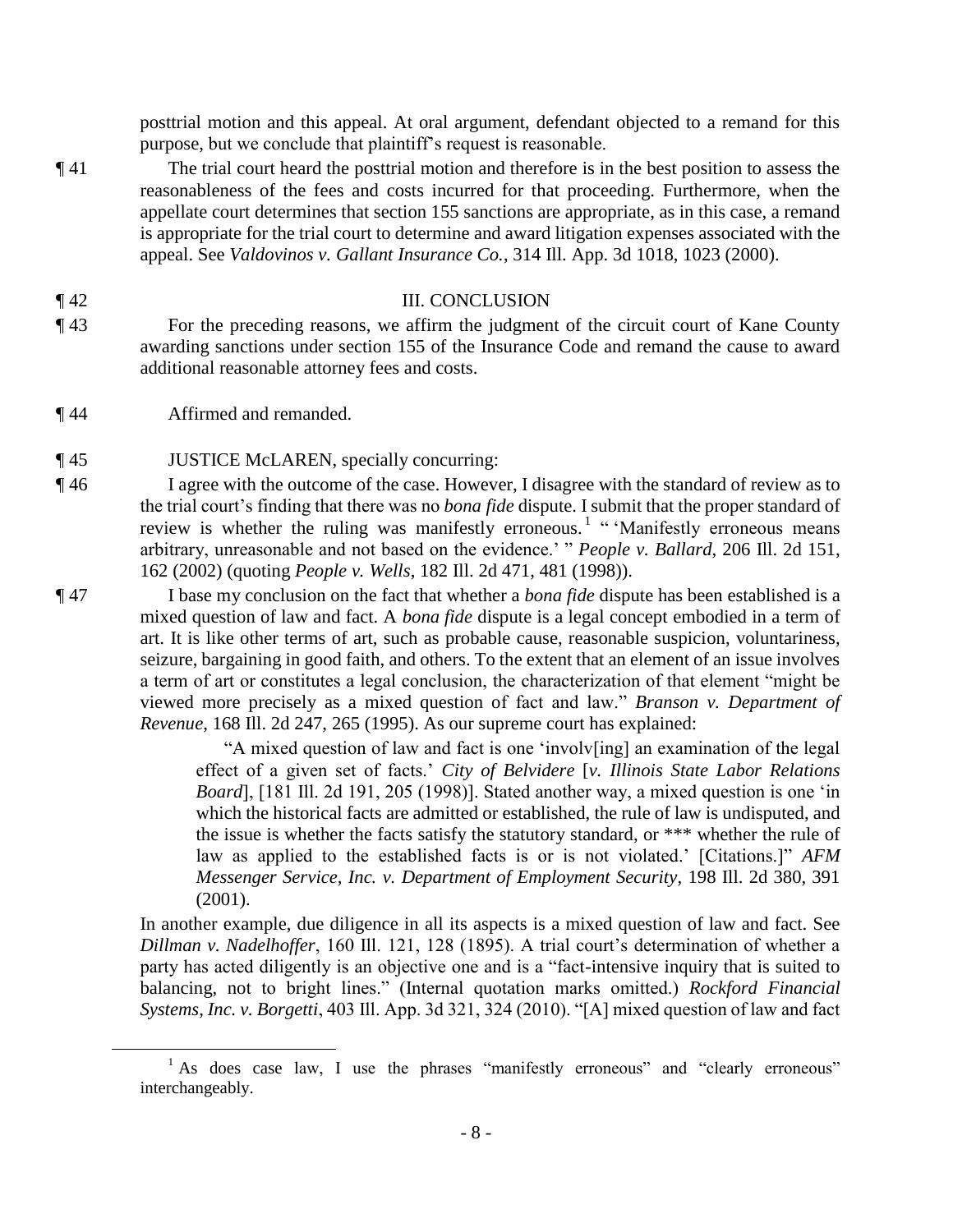posttrial motion and this appeal. At oral argument, defendant objected to a remand for this purpose, but we conclude that plaintiff's request is reasonable.

¶ 41 The trial court heard the posttrial motion and therefore is in the best position to assess the reasonableness of the fees and costs incurred for that proceeding. Furthermore, when the appellate court determines that section 155 sanctions are appropriate, as in this case, a remand is appropriate for the trial court to determine and award litigation expenses associated with the appeal. See *Valdovinos v. Gallant Insurance Co.*, 314 Ill. App. 3d 1018, 1023 (2000).

¶ 42 III. CONCLUSION

¶ 43 For the preceding reasons, we affirm the judgment of the circuit court of Kane County awarding sanctions under section 155 of the Insurance Code and remand the cause to award additional reasonable attorney fees and costs.

¶ 44 Affirmed and remanded.

¶ 45 JUSTICE McLAREN, specially concurring:

¶ 46 I agree with the outcome of the case. However, I disagree with the standard of review as to the trial court's finding that there was no *bona fide* dispute. I submit that the proper standard of review is whether the ruling was manifestly erroneous.[1] " 'Manifestly erroneous means arbitrary, unreasonable and not based on the evidence.' " *People v. Ballard*, 206 Ill. 2d 151, 162 (2002) (quoting *People v. Wells*, 182 Ill. 2d 471, 481 (1998)).

¶ 47 I base my conclusion on the fact that whether a *bona fide* dispute has been established is a mixed question of law and fact. A *bona fide* dispute is a legal concept embodied in a term of art. It is like other terms of art, such as probable cause, reasonable suspicion, voluntariness, seizure, bargaining in good faith, and others. To the extent that an element of an issue involves a term of art or constitutes a legal conclusion, the characterization of that element "might be viewed more precisely as a mixed question of fact and law." *Branson v. Department of Revenue*, 168 Ill. 2d 247, 265 (1995). As our supreme court has explained:

> "A mixed question of law and fact is one 'involv[ing] an examination of the legal effect of a given set of facts.' *City of Belvidere* [*v. Illinois State Labor Relations Board*], [181 Ill. 2d 191, 205 (1998)]. Stated another way, a mixed question is one 'in which the historical facts are admitted or established, the rule of law is undisputed, and the issue is whether the facts satisfy the statutory standard, or *** whether the rule of law as applied to the established facts is or is not violated.' [Citations.]" *AFM Messenger Service, Inc. v. Department of Employment Security*, 198 Ill. 2d 380, 391 (2001).

In another example, due diligence in all its aspects is a mixed question of law and fact. See *Dillman v. Nadelhoffer*, 160 Ill. 121, 128 (1895). A trial court's determination of whether a party has acted diligently is an objective one and is a "fact-intensive inquiry that is suited to balancing, not to bright lines." (Internal quotation marks omitted.) *Rockford Financial Systems, Inc. v. Borgetti*, 403 Ill. App. 3d 321, 324 (2010). "[A] mixed question of law and fact

[1] As does case law, I use the phrases "manifestly erroneous" and "clearly erroneous" interchangeably.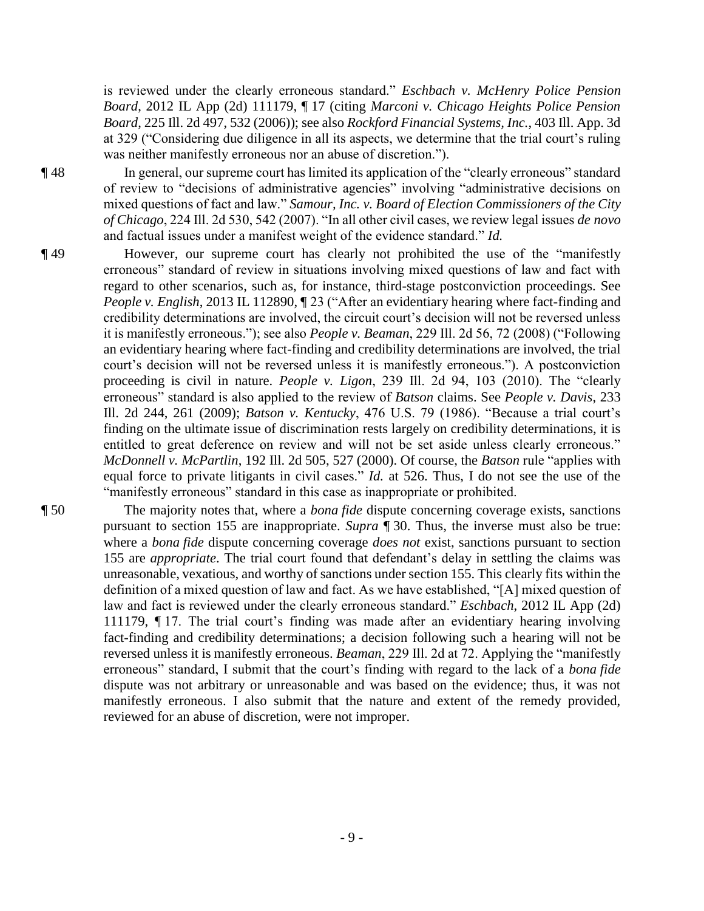is reviewed under the clearly erroneous standard." *Eschbach v. McHenry Police Pension Board*, 2012 IL App (2d) 111179, ¶ 17 (citing *Marconi v. Chicago Heights Police Pension Board*, 225 Ill. 2d 497, 532 (2006)); see also *Rockford Financial Systems, Inc.*, 403 Ill. App. 3d at 329 ("Considering due diligence in all its aspects, we determine that the trial court's ruling was neither manifestly erroneous nor an abuse of discretion.").

¶ 48 In general, our supreme court has limited its application of the "clearly erroneous" standard of review to "decisions of administrative agencies" involving "administrative decisions on mixed questions of fact and law." *Samour, Inc. v. Board of Election Commissioners of the City of Chicago*, 224 Ill. 2d 530, 542 (2007). "In all other civil cases, we review legal issues *de novo* and factual issues under a manifest weight of the evidence standard." *Id.*

¶ 49 However, our supreme court has clearly not prohibited the use of the "manifestly erroneous" standard of review in situations involving mixed questions of law and fact with regard to other scenarios, such as, for instance, third-stage postconviction proceedings. See *People v. English*, 2013 IL 112890, ¶ 23 ("After an evidentiary hearing where fact-finding and credibility determinations are involved, the circuit court's decision will not be reversed unless it is manifestly erroneous."); see also *People v. Beaman*, 229 Ill. 2d 56, 72 (2008) ("Following an evidentiary hearing where fact-finding and credibility determinations are involved, the trial court's decision will not be reversed unless it is manifestly erroneous."). A postconviction proceeding is civil in nature. *People v. Ligon*, 239 Ill. 2d 94, 103 (2010). The "clearly erroneous" standard is also applied to the review of *Batson* claims. See *People v. Davis*, 233 Ill. 2d 244, 261 (2009); *Batson v. Kentucky*, 476 U.S. 79 (1986). "Because a trial court's finding on the ultimate issue of discrimination rests largely on credibility determinations, it is entitled to great deference on review and will not be set aside unless clearly erroneous." *McDonnell v. McPartlin*, 192 Ill. 2d 505, 527 (2000). Of course, the *Batson* rule "applies with equal force to private litigants in civil cases." *Id.* at 526. Thus, I do not see the use of the "manifestly erroneous" standard in this case as inappropriate or prohibited.

¶ 50 The majority notes that, where a *bona fide* dispute concerning coverage exists, sanctions pursuant to section 155 are inappropriate. *Supra* ¶ 30. Thus, the inverse must also be true: where a *bona fide* dispute concerning coverage *does not* exist, sanctions pursuant to section 155 are *appropriate*. The trial court found that defendant's delay in settling the claims was unreasonable, vexatious, and worthy of sanctions under section 155. This clearly fits within the definition of a mixed question of law and fact. As we have established, "[A] mixed question of law and fact is reviewed under the clearly erroneous standard." *Eschbach*, 2012 IL App (2d) 111179, ¶ 17. The trial court's finding was made after an evidentiary hearing involving fact-finding and credibility determinations; a decision following such a hearing will not be reversed unless it is manifestly erroneous. *Beaman*, 229 Ill. 2d at 72. Applying the "manifestly erroneous" standard, I submit that the court's finding with regard to the lack of a *bona fide* dispute was not arbitrary or unreasonable and was based on the evidence; thus, it was not manifestly erroneous. I also submit that the nature and extent of the remedy provided, reviewed for an abuse of discretion, were not improper.